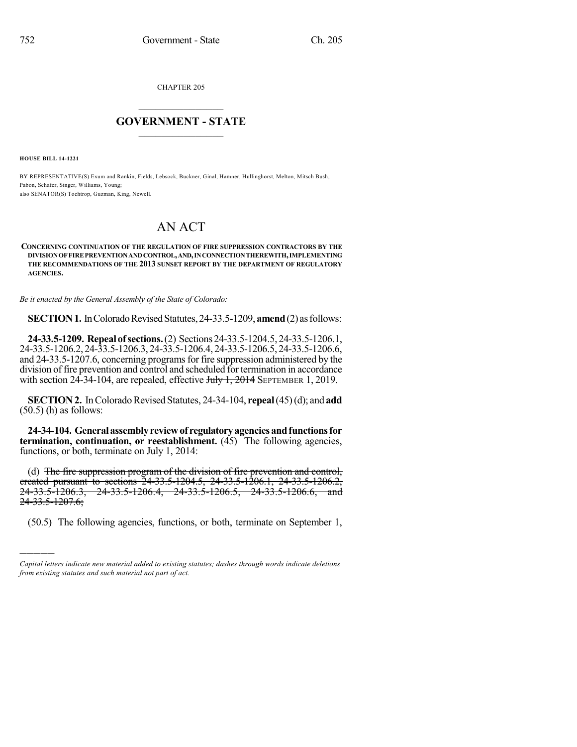CHAPTER 205

# GOVERNMENT - STATE

**HOUSE BILL 14-1221**

BY REPRESENTATIVE(S) Exum and Rankin, Fields, Lebsock, Buckner, Ginal, Hamner, Hullinghorst, Melton, Mitsch Bush, Pabon, Schafer, Singer, Williams, Young;
also SENATOR(S) Tochtrop, Guzman, King, Newell.

# AN ACT

**CONCERNING CONTINUATION OF THE REGULATION OF FIRE SUPPRESSION CONTRACTORS BY THE DIVISION OF FIRE PREVENTION AND CONTROL, AND, IN CONNECTION THEREWITH, IMPLEMENTING THE RECOMMENDATIONS OF THE 2013 SUNSET REPORT BY THE DEPARTMENT OF REGULATORY AGENCIES.**

*Be it enacted by the General Assembly of the State of Colorado:*

**SECTION 1.** In Colorado Revised Statutes, 24-33.5-1209, **amend** (2) as follows:

**24-33.5-1209. Repeal of sections.** (2) Sections 24-33.5-1204.5, 24-33.5-1206.1, 24-33.5-1206.2, 24-33.5-1206.3, 24-33.5-1206.4, 24-33.5-1206.5, 24-33.5-1206.6, and 24-33.5-1207.6, concerning programs for fire suppression administered by the division of fire prevention and control and scheduled for termination in accordance with section 24-34-104, are repealed, effective ~~July 1, 2014~~ SEPTEMBER 1, 2019.

**SECTION 2.** In Colorado Revised Statutes, 24-34-104, **repeal** (45) (d); and **add** (50.5) (h) as follows:

**24-34-104. General assembly review of regulatory agencies and functions for termination, continuation, or reestablishment.** (45) The following agencies, functions, or both, terminate on July 1, 2014:

(d) ~~The fire suppression program of the division of fire prevention and control, created pursuant to sections 24-33.5-1204.5, 24-33.5-1206.1, 24-33.5-1206.2, 24-33.5-1206.3, 24-33.5-1206.4, 24-33.5-1206.5, 24-33.5-1206.6, and 24-33.5-1207.6;~~

(50.5) The following agencies, functions, or both, terminate on September 1,

---

*Capital letters indicate new material added to existing statutes; dashes through words indicate deletions from existing statutes and such material not part of act.*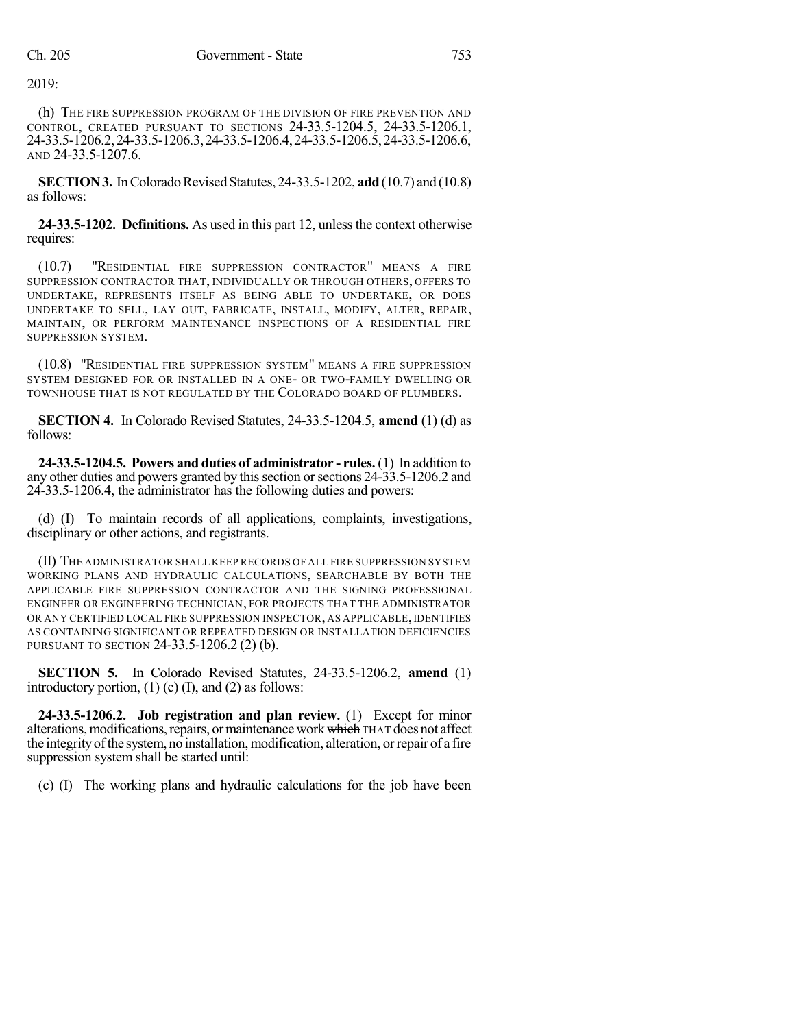2019:

(h) THE FIRE SUPPRESSION PROGRAM OF THE DIVISION OF FIRE PREVENTION AND CONTROL, CREATED PURSUANT TO SECTIONS 24-33.5-1204.5, 24-33.5-1206.1, 24-33.5-1206.2, 24-33.5-1206.3, 24-33.5-1206.4, 24-33.5-1206.5, 24-33.5-1206.6, AND 24-33.5-1207.6.

**SECTION 3.** In Colorado Revised Statutes, 24-33.5-1202, **add** (10.7) and (10.8) as follows:

**24-33.5-1202. Definitions.** As used in this part 12, unless the context otherwise requires:

(10.7) "RESIDENTIAL FIRE SUPPRESSION CONTRACTOR" MEANS A FIRE SUPPRESSION CONTRACTOR THAT, INDIVIDUALLY OR THROUGH OTHERS, OFFERS TO UNDERTAKE, REPRESENTS ITSELF AS BEING ABLE TO UNDERTAKE, OR DOES UNDERTAKE TO SELL, LAY OUT, FABRICATE, INSTALL, MODIFY, ALTER, REPAIR, MAINTAIN, OR PERFORM MAINTENANCE INSPECTIONS OF A RESIDENTIAL FIRE SUPPRESSION SYSTEM.

(10.8) "RESIDENTIAL FIRE SUPPRESSION SYSTEM" MEANS A FIRE SUPPRESSION SYSTEM DESIGNED FOR OR INSTALLED IN A ONE- OR TWO-FAMILY DWELLING OR TOWNHOUSE THAT IS NOT REGULATED BY THE COLORADO BOARD OF PLUMBERS.

**SECTION 4.** In Colorado Revised Statutes, 24-33.5-1204.5, **amend** (1) (d) as follows:

**24-33.5-1204.5. Powers and duties of administrator - rules.** (1) In addition to any other duties and powers granted by this section or sections 24-33.5-1206.2 and 24-33.5-1206.4, the administrator has the following duties and powers:

(d) (I) To maintain records of all applications, complaints, investigations, disciplinary or other actions, and registrants.

(II) THE ADMINISTRATOR SHALL KEEP RECORDS OF ALL FIRE SUPPRESSION SYSTEM WORKING PLANS AND HYDRAULIC CALCULATIONS, SEARCHABLE BY BOTH THE APPLICABLE FIRE SUPPRESSION CONTRACTOR AND THE SIGNING PROFESSIONAL ENGINEER OR ENGINEERING TECHNICIAN, FOR PROJECTS THAT THE ADMINISTRATOR OR ANY CERTIFIED LOCAL FIRE SUPPRESSION INSPECTOR, AS APPLICABLE, IDENTIFIES AS CONTAINING SIGNIFICANT OR REPEATED DESIGN OR INSTALLATION DEFICIENCIES PURSUANT TO SECTION 24-33.5-1206.2 (2) (b).

**SECTION 5.** In Colorado Revised Statutes, 24-33.5-1206.2, **amend** (1) introductory portion, (1) (c) (I), and (2) as follows:

**24-33.5-1206.2. Job registration and plan review.** (1) Except for minor alterations, modifications, repairs, or maintenance work ~~which~~ THAT does not affect the integrity of the system, no installation, modification, alteration, or repair of a fire suppression system shall be started until:

(c) (I) The working plans and hydraulic calculations for the job have been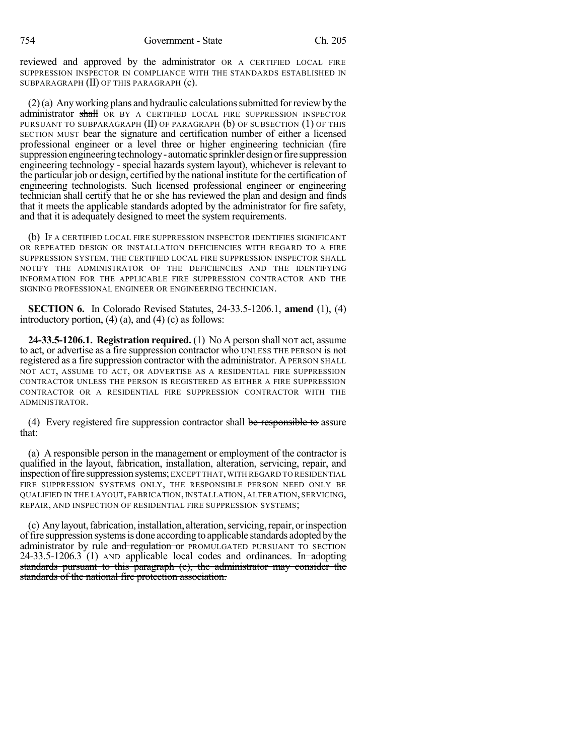reviewed and approved by the administrator OR A CERTIFIED LOCAL FIRE SUPPRESSION INSPECTOR IN COMPLIANCE WITH THE STANDARDS ESTABLISHED IN SUBPARAGRAPH (II) OF THIS PARAGRAPH (c).

(2) (a) Any working plans and hydraulic calculations submitted for review by the administrator ~~shall~~ OR BY A CERTIFIED LOCAL FIRE SUPPRESSION INSPECTOR PURSUANT TO SUBPARAGRAPH (II) OF PARAGRAPH (b) OF SUBSECTION (1) OF THIS SECTION MUST bear the signature and certification number of either a licensed professional engineer or a level three or higher engineering technician (fire suppression engineering technology - automatic sprinkler design or fire suppression engineering technology - special hazards system layout), whichever is relevant to the particular job or design, certified by the national institute for the certification of engineering technologists. Such licensed professional engineer or engineering technician shall certify that he or she has reviewed the plan and design and finds that it meets the applicable standards adopted by the administrator for fire safety, and that it is adequately designed to meet the system requirements.

(b) IF A CERTIFIED LOCAL FIRE SUPPRESSION INSPECTOR IDENTIFIES SIGNIFICANT OR REPEATED DESIGN OR INSTALLATION DEFICIENCIES WITH REGARD TO A FIRE SUPPRESSION SYSTEM, THE CERTIFIED LOCAL FIRE SUPPRESSION INSPECTOR SHALL NOTIFY THE ADMINISTRATOR OF THE DEFICIENCIES AND THE IDENTIFYING INFORMATION FOR THE APPLICABLE FIRE SUPPRESSION CONTRACTOR AND THE SIGNING PROFESSIONAL ENGINEER OR ENGINEERING TECHNICIAN.

**SECTION 6.** In Colorado Revised Statutes, 24-33.5-1206.1, **amend** (1), (4) introductory portion, (4) (a), and (4) (c) as follows:

**24-33.5-1206.1. Registration required.** (1) ~~No~~ A person shall NOT act, assume to act, or advertise as a fire suppression contractor ~~who~~ UNLESS THE PERSON is ~~not~~ registered as a fire suppression contractor with the administrator. A PERSON SHALL NOT ACT, ASSUME TO ACT, OR ADVERTISE AS A RESIDENTIAL FIRE SUPPRESSION CONTRACTOR UNLESS THE PERSON IS REGISTERED AS EITHER A FIRE SUPPRESSION CONTRACTOR OR A RESIDENTIAL FIRE SUPPRESSION CONTRACTOR WITH THE ADMINISTRATOR.

(4) Every registered fire suppression contractor shall ~~be responsible to~~ assure that:

(a) A responsible person in the management or employment of the contractor is qualified in the layout, fabrication, installation, alteration, servicing, repair, and inspection of fire suppression systems; EXCEPT THAT, WITH REGARD TO RESIDENTIAL FIRE SUPPRESSION SYSTEMS ONLY, THE RESPONSIBLE PERSON NEED ONLY BE QUALIFIED IN THE LAYOUT, FABRICATION, INSTALLATION, ALTERATION, SERVICING, REPAIR, AND INSPECTION OF RESIDENTIAL FIRE SUPPRESSION SYSTEMS;

(c) Any layout, fabrication, installation, alteration, servicing, repair, or inspection of fire suppression systems is done according to applicable standards adopted by the administrator by rule ~~and regulation or~~ PROMULGATED PURSUANT TO SECTION 24-33.5-1206.3 (1) AND applicable local codes and ordinances. ~~In adopting standards pursuant to this paragraph (c), the administrator may consider the standards of the national fire protection association.~~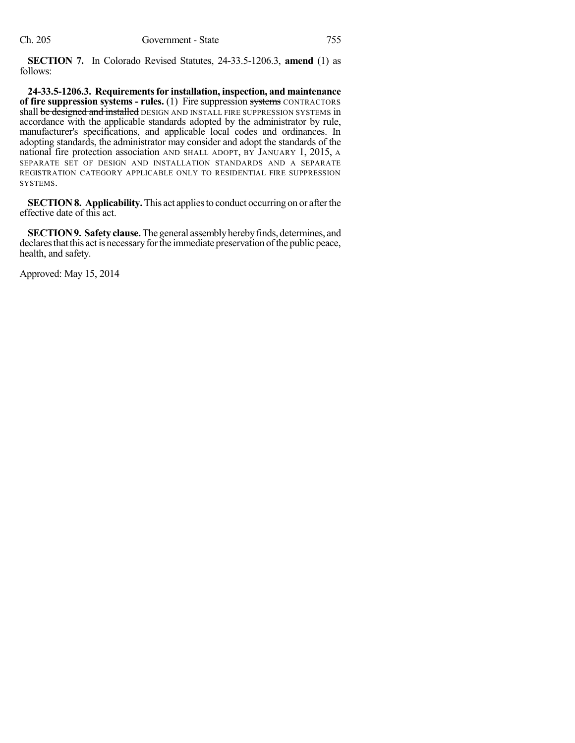**SECTION 7.** In Colorado Revised Statutes, 24-33.5-1206.3, **amend** (1) as follows:

**24-33.5-1206.3. Requirements for installation, inspection, and maintenance of fire suppression systems - rules.** (1) Fire suppression ~~systems~~ CONTRACTORS shall ~~be designed and installed~~ DESIGN AND INSTALL FIRE SUPPRESSION SYSTEMS in accordance with the applicable standards adopted by the administrator by rule, manufacturer's specifications, and applicable local codes and ordinances. In adopting standards, the administrator may consider and adopt the standards of the national fire protection association AND SHALL ADOPT, BY JANUARY 1, 2015, A SEPARATE SET OF DESIGN AND INSTALLATION STANDARDS AND A SEPARATE REGISTRATION CATEGORY APPLICABLE ONLY TO RESIDENTIAL FIRE SUPPRESSION SYSTEMS.

**SECTION 8. Applicability.** This act applies to conduct occurring on or after the effective date of this act.

**SECTION 9. Safety clause.** The general assembly hereby finds, determines, and declares that this act is necessary for the immediate preservation of the public peace, health, and safety.

Approved: May 15, 2014